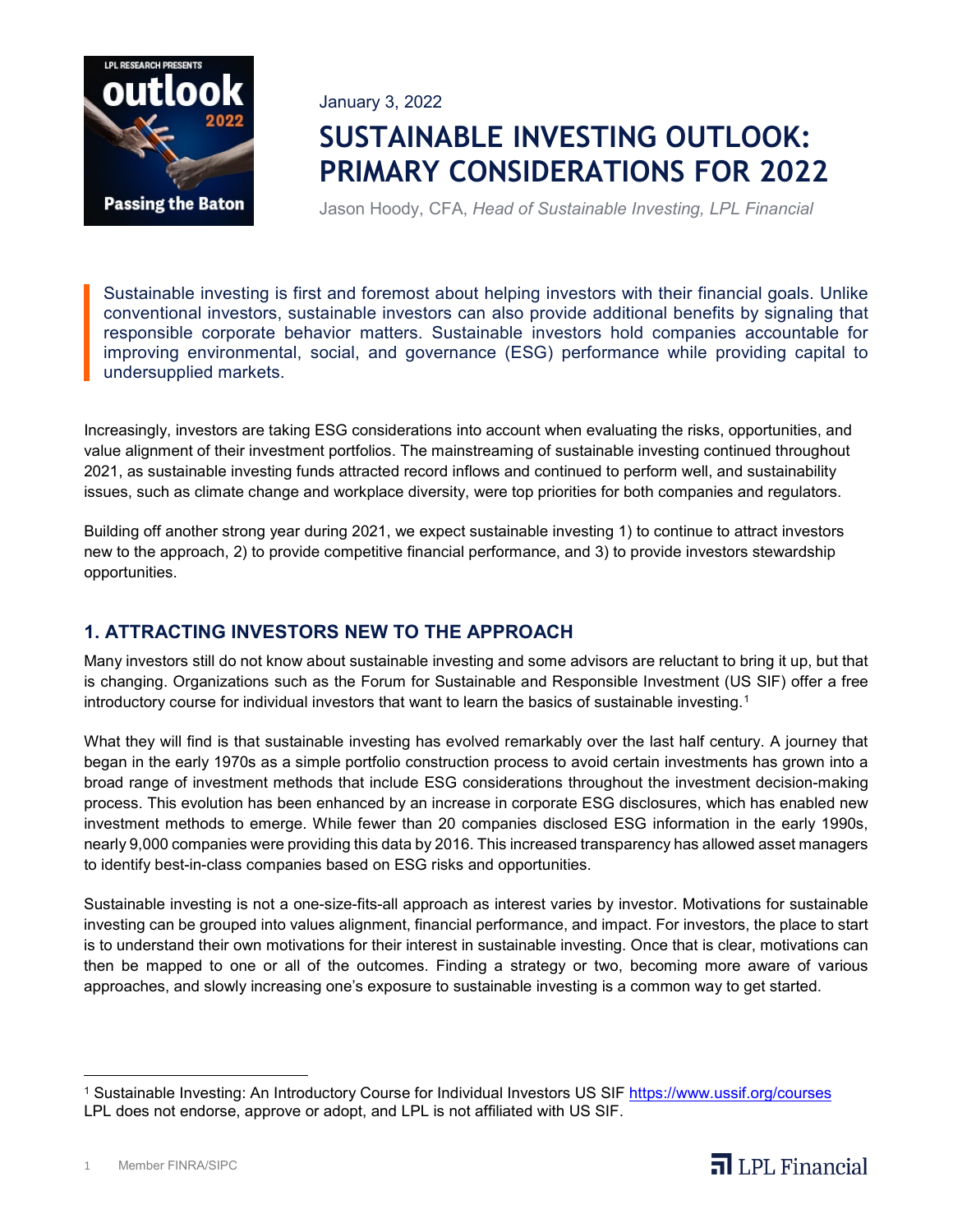January 3, 2022

# SUSTAINABLE INVESTING OUTLOOK: PRIMARY CONSIDERATIONS FOR 2022

Jason Hoody, CFA, *Head of Sustainable Investing, LPL Financial*

> Sustainable investing is first and foremost about helping investors with their financial goals. Unlike conventional investors, sustainable investors can also provide additional benefits by signaling that responsible corporate behavior matters. Sustainable investors hold companies accountable for improving environmental, social, and governance (ESG) performance while providing capital to undersupplied markets.

Increasingly, investors are taking ESG considerations into account when evaluating the risks, opportunities, and value alignment of their investment portfolios. The mainstreaming of sustainable investing continued throughout 2021, as sustainable investing funds attracted record inflows and continued to perform well, and sustainability issues, such as climate change and workplace diversity, were top priorities for both companies and regulators.

Building off another strong year during 2021, we expect sustainable investing 1) to continue to attract investors new to the approach, 2) to provide competitive financial performance, and 3) to provide investors stewardship opportunities.

## 1. ATTRACTING INVESTORS NEW TO THE APPROACH

Many investors still do not know about sustainable investing and some advisors are reluctant to bring it up, but that is changing. Organizations such as the Forum for Sustainable and Responsible Investment (US SIF) offer a free introductory course for individual investors that want to learn the basics of sustainable investing.[1]

What they will find is that sustainable investing has evolved remarkably over the last half century. A journey that began in the early 1970s as a simple portfolio construction process to avoid certain investments has grown into a broad range of investment methods that include ESG considerations throughout the investment decision-making process. This evolution has been enhanced by an increase in corporate ESG disclosures, which has enabled new investment methods to emerge. While fewer than 20 companies disclosed ESG information in the early 1990s, nearly 9,000 companies were providing this data by 2016. This increased transparency has allowed asset managers to identify best-in-class companies based on ESG risks and opportunities.

Sustainable investing is not a one-size-fits-all approach as interest varies by investor. Motivations for sustainable investing can be grouped into values alignment, financial performance, and impact. For investors, the place to start is to understand their own motivations for their interest in sustainable investing. Once that is clear, motivations can then be mapped to one or all of the outcomes. Finding a strategy or two, becoming more aware of various approaches, and slowly increasing one's exposure to sustainable investing is a common way to get started.

---

[1] Sustainable Investing: An Introductory Course for Individual Investors US SIF https://www.ussif.org/courses
LPL does not endorse, approve or adopt, and LPL is not affiliated with US SIF.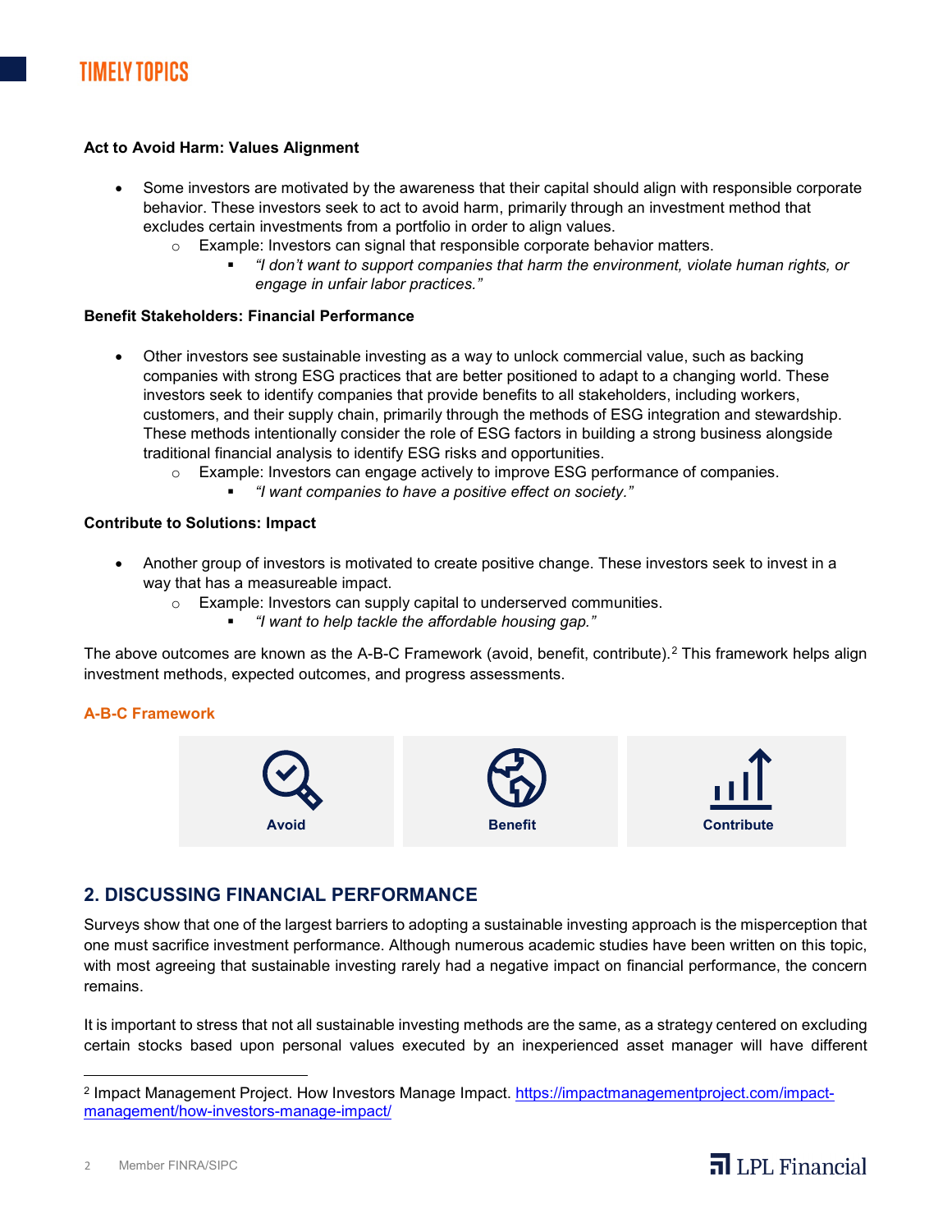**Act to Avoid Harm: Values Alignment**

- Some investors are motivated by the awareness that their capital should align with responsible corporate behavior. These investors seek to act to avoid harm, primarily through an investment method that excludes certain investments from a portfolio in order to align values.
  - Example: Investors can signal that responsible corporate behavior matters.
    - *"I don't want to support companies that harm the environment, violate human rights, or engage in unfair labor practices."*

**Benefit Stakeholders: Financial Performance**

- Other investors see sustainable investing as a way to unlock commercial value, such as backing companies with strong ESG practices that are better positioned to adapt to a changing world. These investors seek to identify companies that provide benefits to all stakeholders, including workers, customers, and their supply chain, primarily through the methods of ESG integration and stewardship. These methods intentionally consider the role of ESG factors in building a strong business alongside traditional financial analysis to identify ESG risks and opportunities.
  - Example: Investors can engage actively to improve ESG performance of companies.
    - *"I want companies to have a positive effect on society."*

**Contribute to Solutions: Impact**

- Another group of investors is motivated to create positive change. These investors seek to invest in a way that has a measureable impact.
  - Example: Investors can supply capital to underserved communities.
    - *"I want to help tackle the affordable housing gap."*

The above outcomes are known as the A-B-C Framework (avoid, benefit, contribute).[2] This framework helps align investment methods, expected outcomes, and progress assessments.

**A-B-C Framework**

| Avoid | Benefit | Contribute |
|---|---|---|

## 2. DISCUSSING FINANCIAL PERFORMANCE

Surveys show that one of the largest barriers to adopting a sustainable investing approach is the misperception that one must sacrifice investment performance. Although numerous academic studies have been written on this topic, with most agreeing that sustainable investing rarely had a negative impact on financial performance, the concern remains.

It is important to stress that not all sustainable investing methods are the same, as a strategy centered on excluding certain stocks based upon personal values executed by an inexperienced asset manager will have different

[2] Impact Management Project. How Investors Manage Impact. https://impactmanagementproject.com/impact-management/how-investors-manage-impact/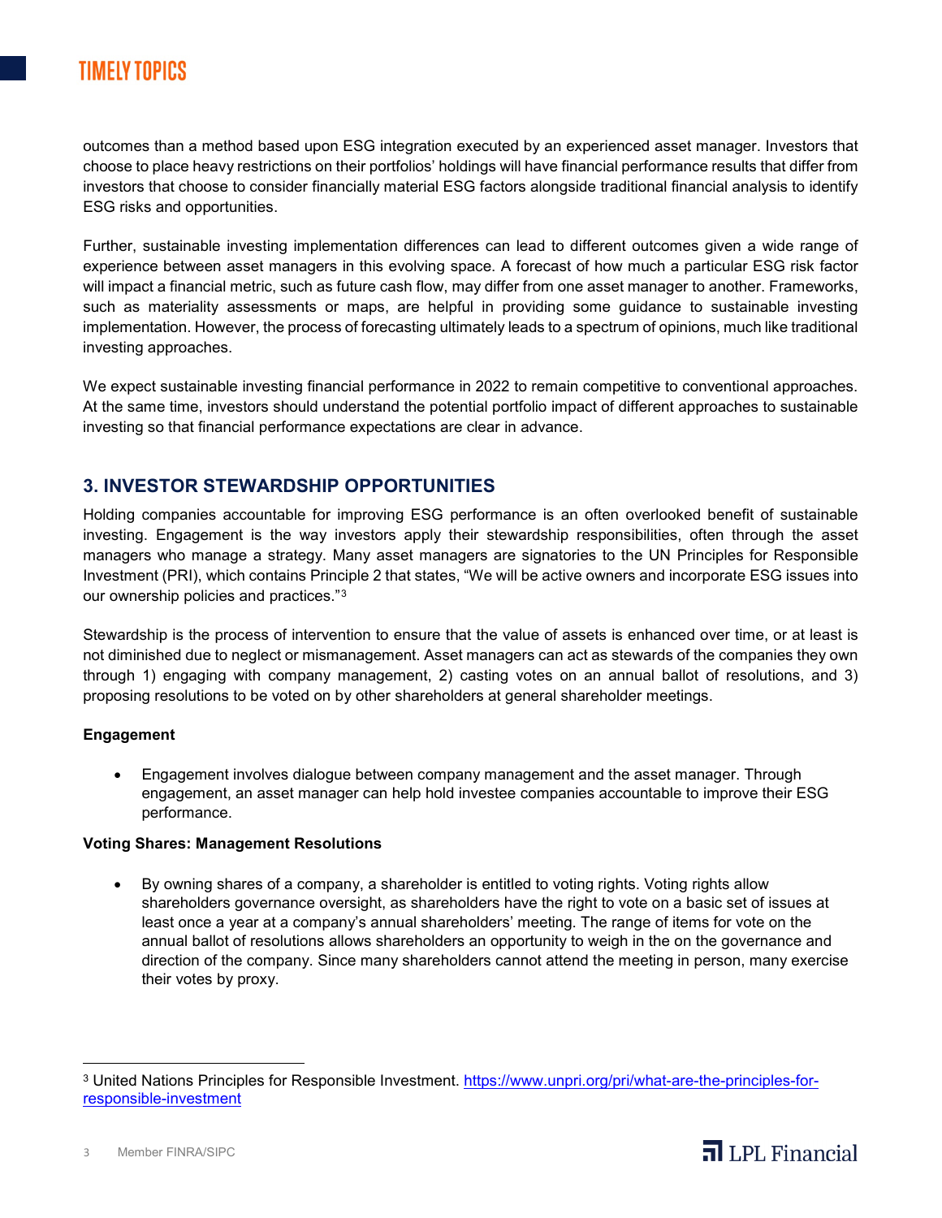outcomes than a method based upon ESG integration executed by an experienced asset manager. Investors that choose to place heavy restrictions on their portfolios' holdings will have financial performance results that differ from investors that choose to consider financially material ESG factors alongside traditional financial analysis to identify ESG risks and opportunities.

Further, sustainable investing implementation differences can lead to different outcomes given a wide range of experience between asset managers in this evolving space. A forecast of how much a particular ESG risk factor will impact a financial metric, such as future cash flow, may differ from one asset manager to another. Frameworks, such as materiality assessments or maps, are helpful in providing some guidance to sustainable investing implementation. However, the process of forecasting ultimately leads to a spectrum of opinions, much like traditional investing approaches.

We expect sustainable investing financial performance in 2022 to remain competitive to conventional approaches. At the same time, investors should understand the potential portfolio impact of different approaches to sustainable investing so that financial performance expectations are clear in advance.

## 3. INVESTOR STEWARDSHIP OPPORTUNITIES

Holding companies accountable for improving ESG performance is an often overlooked benefit of sustainable investing. Engagement is the way investors apply their stewardship responsibilities, often through the asset managers who manage a strategy. Many asset managers are signatories to the UN Principles for Responsible Investment (PRI), which contains Principle 2 that states, "We will be active owners and incorporate ESG issues into our ownership policies and practices."[3]

Stewardship is the process of intervention to ensure that the value of assets is enhanced over time, or at least is not diminished due to neglect or mismanagement. Asset managers can act as stewards of the companies they own through 1) engaging with company management, 2) casting votes on an annual ballot of resolutions, and 3) proposing resolutions to be voted on by other shareholders at general shareholder meetings.

**Engagement**

- Engagement involves dialogue between company management and the asset manager. Through engagement, an asset manager can help hold investee companies accountable to improve their ESG performance.

**Voting Shares: Management Resolutions**

- By owning shares of a company, a shareholder is entitled to voting rights. Voting rights allow shareholders governance oversight, as shareholders have the right to vote on a basic set of issues at least once a year at a company's annual shareholders' meeting. The range of items for vote on the annual ballot of resolutions allows shareholders an opportunity to weigh in the on the governance and direction of the company. Since many shareholders cannot attend the meeting in person, many exercise their votes by proxy.

---

[3] United Nations Principles for Responsible Investment. https://www.unpri.org/pri/what-are-the-principles-for-responsible-investment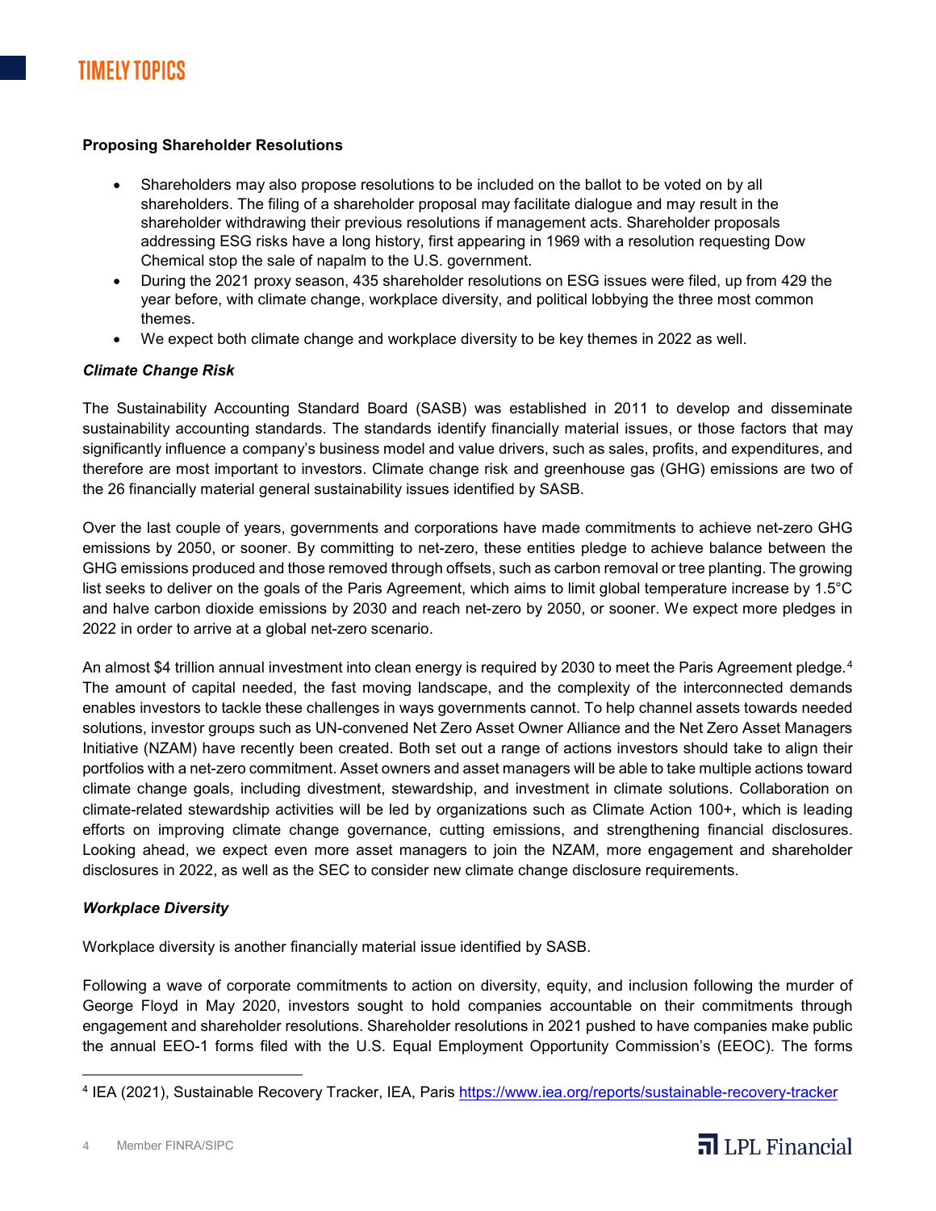**Proposing Shareholder Resolutions**

- Shareholders may also propose resolutions to be included on the ballot to be voted on by all shareholders. The filing of a shareholder proposal may facilitate dialogue and may result in the shareholder withdrawing their previous resolutions if management acts. Shareholder proposals addressing ESG risks have a long history, first appearing in 1969 with a resolution requesting Dow Chemical stop the sale of napalm to the U.S. government.
- During the 2021 proxy season, 435 shareholder resolutions on ESG issues were filed, up from 429 the year before, with climate change, workplace diversity, and political lobbying the three most common themes.
- We expect both climate change and workplace diversity to be key themes in 2022 as well.

***Climate Change Risk***

The Sustainability Accounting Standard Board (SASB) was established in 2011 to develop and disseminate sustainability accounting standards. The standards identify financially material issues, or those factors that may significantly influence a company's business model and value drivers, such as sales, profits, and expenditures, and therefore are most important to investors. Climate change risk and greenhouse gas (GHG) emissions are two of the 26 financially material general sustainability issues identified by SASB.

Over the last couple of years, governments and corporations have made commitments to achieve net-zero GHG emissions by 2050, or sooner. By committing to net-zero, these entities pledge to achieve balance between the GHG emissions produced and those removed through offsets, such as carbon removal or tree planting. The growing list seeks to deliver on the goals of the Paris Agreement, which aims to limit global temperature increase by 1.5°C and halve carbon dioxide emissions by 2030 and reach net-zero by 2050, or sooner. We expect more pledges in 2022 in order to arrive at a global net-zero scenario.

An almost $4 trillion annual investment into clean energy is required by 2030 to meet the Paris Agreement pledge.[4] The amount of capital needed, the fast moving landscape, and the complexity of the interconnected demands enables investors to tackle these challenges in ways governments cannot. To help channel assets towards needed solutions, investor groups such as UN-convened Net Zero Asset Owner Alliance and the Net Zero Asset Managers Initiative (NZAM) have recently been created. Both set out a range of actions investors should take to align their portfolios with a net-zero commitment. Asset owners and asset managers will be able to take multiple actions toward climate change goals, including divestment, stewardship, and investment in climate solutions. Collaboration on climate-related stewardship activities will be led by organizations such as Climate Action 100+, which is leading efforts on improving climate change governance, cutting emissions, and strengthening financial disclosures. Looking ahead, we expect even more asset managers to join the NZAM, more engagement and shareholder disclosures in 2022, as well as the SEC to consider new climate change disclosure requirements.

***Workplace Diversity***

Workplace diversity is another financially material issue identified by SASB.

Following a wave of corporate commitments to action on diversity, equity, and inclusion following the murder of George Floyd in May 2020, investors sought to hold companies accountable on their commitments through engagement and shareholder resolutions. Shareholder resolutions in 2021 pushed to have companies make public the annual EEO-1 forms filed with the U.S. Equal Employment Opportunity Commission's (EEOC). The forms

---

[4] IEA (2021), Sustainable Recovery Tracker, IEA, Paris https://www.iea.org/reports/sustainable-recovery-tracker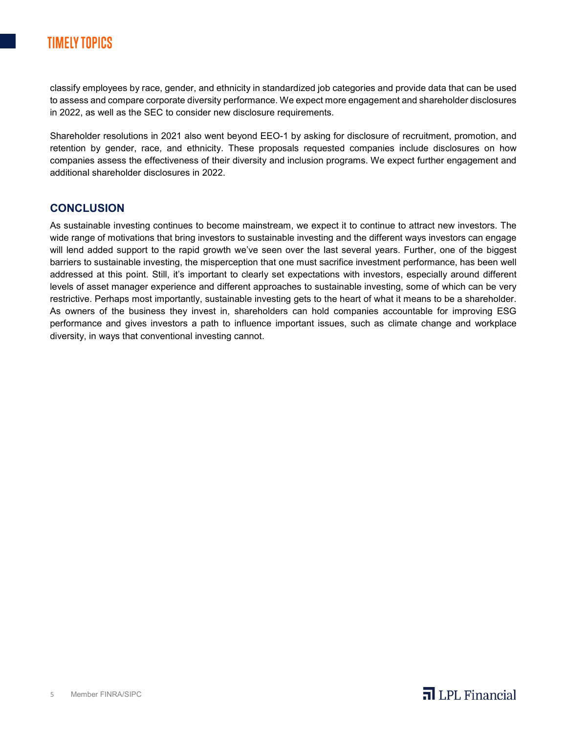classify employees by race, gender, and ethnicity in standardized job categories and provide data that can be used to assess and compare corporate diversity performance. We expect more engagement and shareholder disclosures in 2022, as well as the SEC to consider new disclosure requirements.

Shareholder resolutions in 2021 also went beyond EEO-1 by asking for disclosure of recruitment, promotion, and retention by gender, race, and ethnicity. These proposals requested companies include disclosures on how companies assess the effectiveness of their diversity and inclusion programs. We expect further engagement and additional shareholder disclosures in 2022.

## CONCLUSION

As sustainable investing continues to become mainstream, we expect it to continue to attract new investors. The wide range of motivations that bring investors to sustainable investing and the different ways investors can engage will lend added support to the rapid growth we've seen over the last several years. Further, one of the biggest barriers to sustainable investing, the misperception that one must sacrifice investment performance, has been well addressed at this point. Still, it's important to clearly set expectations with investors, especially around different levels of asset manager experience and different approaches to sustainable investing, some of which can be very restrictive. Perhaps most importantly, sustainable investing gets to the heart of what it means to be a shareholder. As owners of the business they invest in, shareholders can hold companies accountable for improving ESG performance and gives investors a path to influence important issues, such as climate change and workplace diversity, in ways that conventional investing cannot.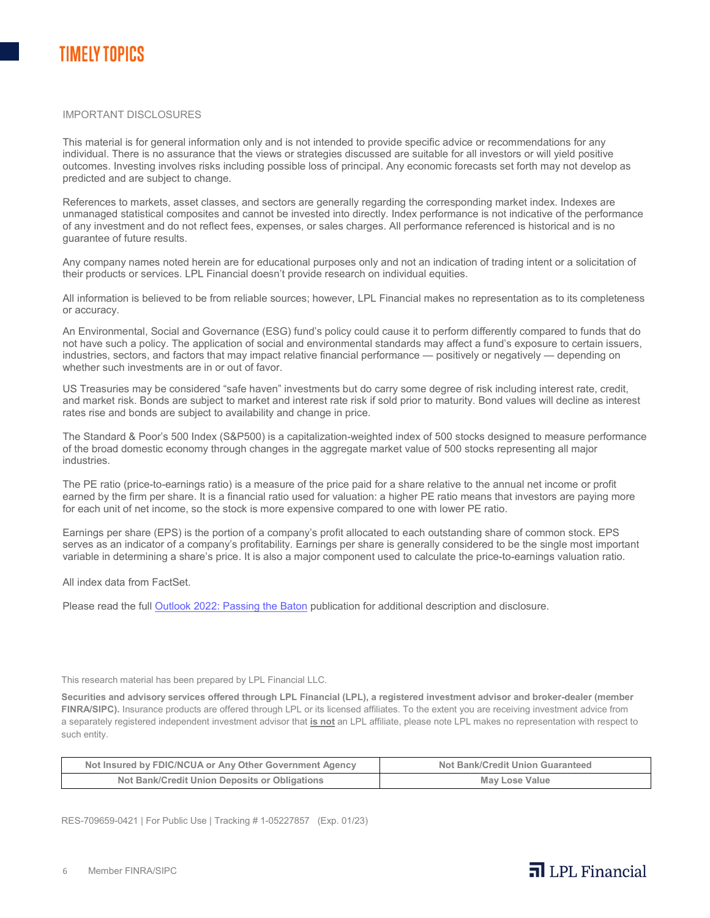IMPORTANT DISCLOSURES

This material is for general information only and is not intended to provide specific advice or recommendations for any individual. There is no assurance that the views or strategies discussed are suitable for all investors or will yield positive outcomes. Investing involves risks including possible loss of principal. Any economic forecasts set forth may not develop as predicted and are subject to change.

References to markets, asset classes, and sectors are generally regarding the corresponding market index. Indexes are unmanaged statistical composites and cannot be invested into directly. Index performance is not indicative of the performance of any investment and do not reflect fees, expenses, or sales charges. All performance referenced is historical and is no guarantee of future results.

Any company names noted herein are for educational purposes only and not an indication of trading intent or a solicitation of their products or services. LPL Financial doesn't provide research on individual equities.

All information is believed to be from reliable sources; however, LPL Financial makes no representation as to its completeness or accuracy.

An Environmental, Social and Governance (ESG) fund's policy could cause it to perform differently compared to funds that do not have such a policy. The application of social and environmental standards may affect a fund's exposure to certain issuers, industries, sectors, and factors that may impact relative financial performance — positively or negatively — depending on whether such investments are in or out of favor.

US Treasuries may be considered "safe haven" investments but do carry some degree of risk including interest rate, credit, and market risk. Bonds are subject to market and interest rate risk if sold prior to maturity. Bond values will decline as interest rates rise and bonds are subject to availability and change in price.

The Standard & Poor's 500 Index (S&P500) is a capitalization-weighted index of 500 stocks designed to measure performance of the broad domestic economy through changes in the aggregate market value of 500 stocks representing all major industries.

The PE ratio (price-to-earnings ratio) is a measure of the price paid for a share relative to the annual net income or profit earned by the firm per share. It is a financial ratio used for valuation: a higher PE ratio means that investors are paying more for each unit of net income, so the stock is more expensive compared to one with lower PE ratio.

Earnings per share (EPS) is the portion of a company's profit allocated to each outstanding share of common stock. EPS serves as an indicator of a company's profitability. Earnings per share is generally considered to be the single most important variable in determining a share's price. It is also a major component used to calculate the price-to-earnings valuation ratio.

All index data from FactSet.

Please read the full Outlook 2022: Passing the Baton publication for additional description and disclosure.

This research material has been prepared by LPL Financial LLC.

**Securities and advisory services offered through LPL Financial (LPL), a registered investment advisor and broker-dealer (member FINRA/SIPC).** Insurance products are offered through LPL or its licensed affiliates. To the extent you are receiving investment advice from a separately registered independent investment advisor that **is not** an LPL affiliate, please note LPL makes no representation with respect to such entity.

| | |
|---|---|
| **Not Insured by FDIC/NCUA or Any Other Government Agency** | **Not Bank/Credit Union Guaranteed** |
| **Not Bank/Credit Union Deposits or Obligations** | **May Lose Value** |

RES-709659-0421 | For Public Use | Tracking # 1-05227857 (Exp. 01/23)

Member FINRA/SIPC

LPL Financial